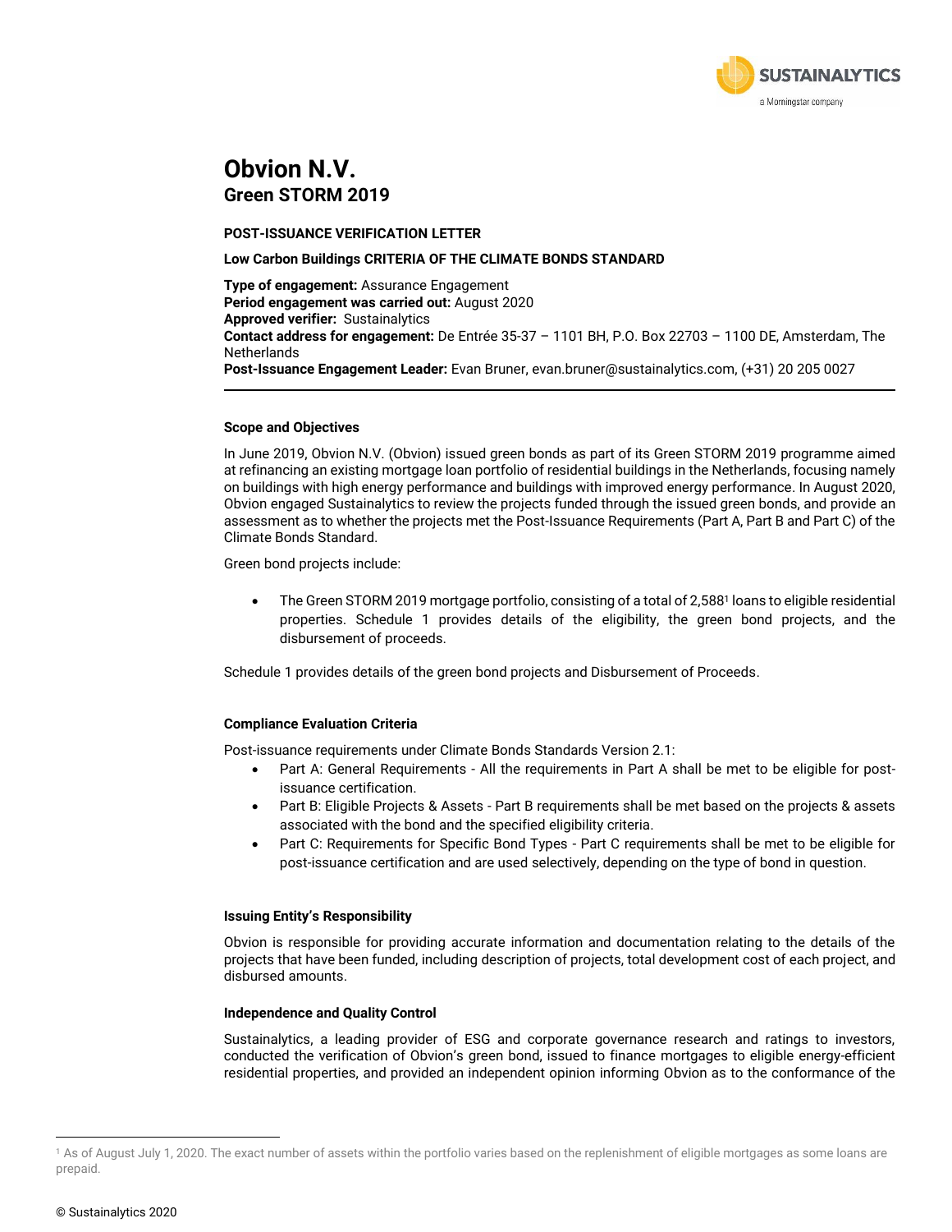# Obvion N.V.

## Green STORM 2019

**POST-ISSUANCE VERIFICATION LETTER**

**Low Carbon Buildings CRITERIA OF THE CLIMATE BONDS STANDARD**

**Type of engagement:** Assurance Engagement
**Period engagement was carried out:** August 2020
**Approved verifier:** Sustainalytics
**Contact address for engagement:** De Entrée 35-37 – 1101 BH, P.O. Box 22703 – 1100 DE, Amsterdam, The Netherlands
**Post-Issuance Engagement Leader:** Evan Bruner, evan.bruner@sustainalytics.com, (+31) 20 205 0027

---

**Scope and Objectives**

In June 2019, Obvion N.V. (Obvion) issued green bonds as part of its Green STORM 2019 programme aimed at refinancing an existing mortgage loan portfolio of residential buildings in the Netherlands, focusing namely on buildings with high energy performance and buildings with improved energy performance. In August 2020, Obvion engaged Sustainalytics to review the projects funded through the issued green bonds, and provide an assessment as to whether the projects met the Post-Issuance Requirements (Part A, Part B and Part C) of the Climate Bonds Standard.

Green bond projects include:

- The Green STORM 2019 mortgage portfolio, consisting of a total of 2,588[1] loans to eligible residential properties. Schedule 1 provides details of the eligibility, the green bond projects, and the disbursement of proceeds.

Schedule 1 provides details of the green bond projects and Disbursement of Proceeds.

**Compliance Evaluation Criteria**

Post-issuance requirements under Climate Bonds Standards Version 2.1:

- Part A: General Requirements - All the requirements in Part A shall be met to be eligible for post-issuance certification.
- Part B: Eligible Projects & Assets - Part B requirements shall be met based on the projects & assets associated with the bond and the specified eligibility criteria.
- Part C: Requirements for Specific Bond Types - Part C requirements shall be met to be eligible for post-issuance certification and are used selectively, depending on the type of bond in question.

**Issuing Entity's Responsibility**

Obvion is responsible for providing accurate information and documentation relating to the details of the projects that have been funded, including description of projects, total development cost of each project, and disbursed amounts.

**Independence and Quality Control**

Sustainalytics, a leading provider of ESG and corporate governance research and ratings to investors, conducted the verification of Obvion's green bond, issued to finance mortgages to eligible energy-efficient residential properties, and provided an independent opinion informing Obvion as to the conformance of the

[1] As of August July 1, 2020. The exact number of assets within the portfolio varies based on the replenishment of eligible mortgages as some loans are prepaid.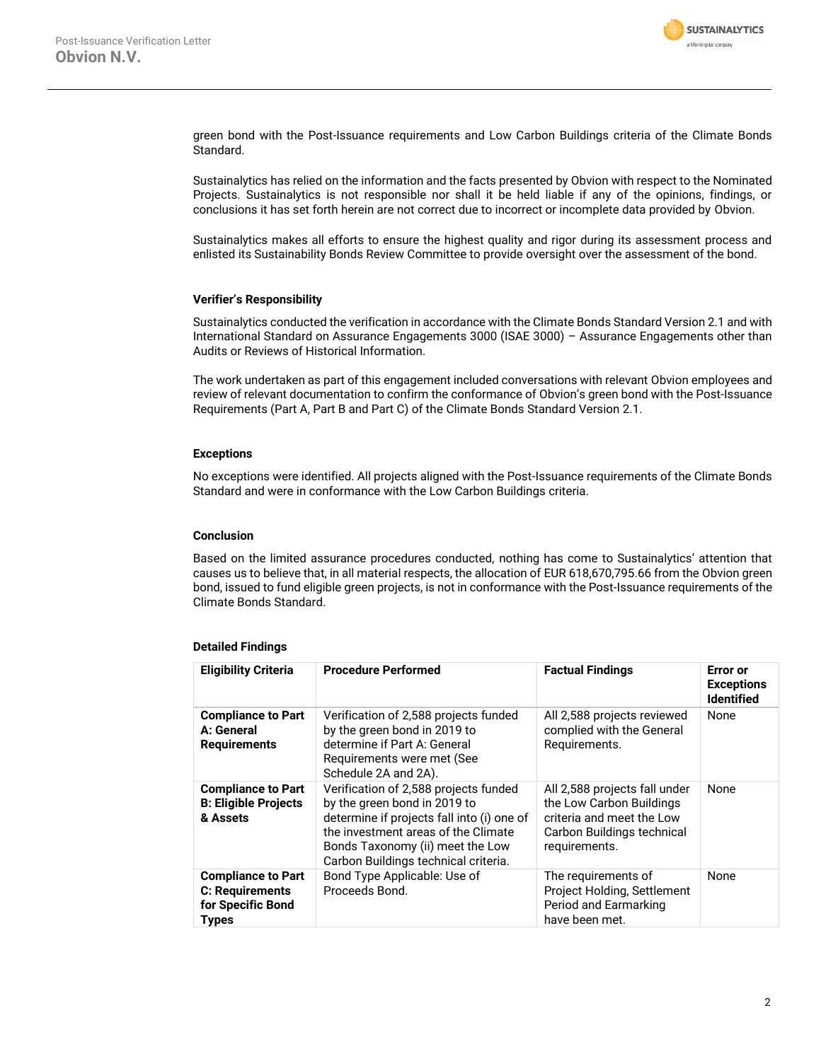green bond with the Post-Issuance requirements and Low Carbon Buildings criteria of the Climate Bonds Standard.

Sustainalytics has relied on the information and the facts presented by Obvion with respect to the Nominated Projects. Sustainalytics is not responsible nor shall it be held liable if any of the opinions, findings, or conclusions it has set forth herein are not correct due to incorrect or incomplete data provided by Obvion.

Sustainalytics makes all efforts to ensure the highest quality and rigor during its assessment process and enlisted its Sustainability Bonds Review Committee to provide oversight over the assessment of the bond.

### Verifier's Responsibility

Sustainalytics conducted the verification in accordance with the Climate Bonds Standard Version 2.1 and with International Standard on Assurance Engagements 3000 (ISAE 3000) – Assurance Engagements other than Audits or Reviews of Historical Information.

The work undertaken as part of this engagement included conversations with relevant Obvion employees and review of relevant documentation to confirm the conformance of Obvion's green bond with the Post-Issuance Requirements (Part A, Part B and Part C) of the Climate Bonds Standard Version 2.1.

### Exceptions

No exceptions were identified. All projects aligned with the Post-Issuance requirements of the Climate Bonds Standard and were in conformance with the Low Carbon Buildings criteria.

### Conclusion

Based on the limited assurance procedures conducted, nothing has come to Sustainalytics' attention that causes us to believe that, in all material respects, the allocation of EUR 618,670,795.66 from the Obvion green bond, issued to fund eligible green projects, is not in conformance with the Post-Issuance requirements of the Climate Bonds Standard.

### Detailed Findings

| Eligibility Criteria | Procedure Performed | Factual Findings | Error or Exceptions Identified |
|---|---|---|---|
| **Compliance to Part A: General Requirements** | Verification of 2,588 projects funded by the green bond in 2019 to determine if Part A: General Requirements were met (See Schedule 2A and 2A). | All 2,588 projects reviewed complied with the General Requirements. | None |
| **Compliance to Part B: Eligible Projects & Assets** | Verification of 2,588 projects funded by the green bond in 2019 to determine if projects fall into (i) one of the investment areas of the Climate Bonds Taxonomy (ii) meet the Low Carbon Buildings technical criteria. | All 2,588 projects fall under the Low Carbon Buildings criteria and meet the Low Carbon Buildings technical requirements. | None |
| **Compliance to Part C: Requirements for Specific Bond Types** | Bond Type Applicable: Use of Proceeds Bond. | The requirements of Project Holding, Settlement Period and Earmarking have been met. | None |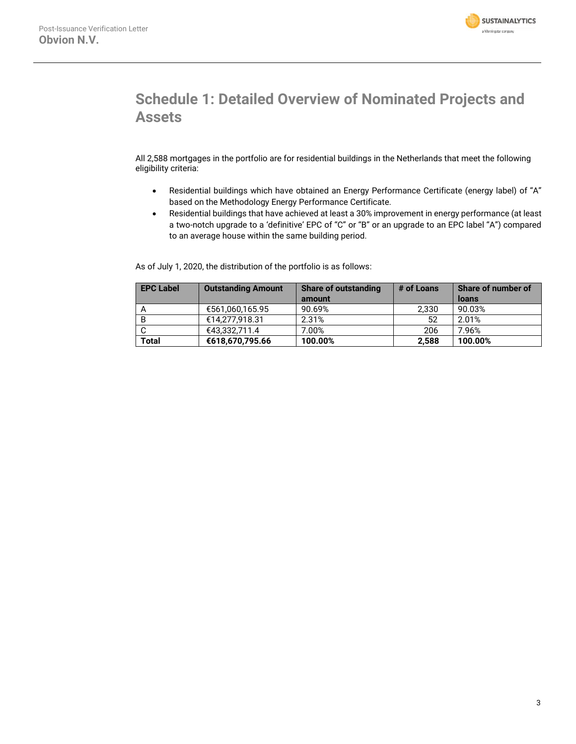# Schedule 1: Detailed Overview of Nominated Projects and Assets

All 2,588 mortgages in the portfolio are for residential buildings in the Netherlands that meet the following eligibility criteria:

- Residential buildings which have obtained an Energy Performance Certificate (energy label) of "A" based on the Methodology Energy Performance Certificate.
- Residential buildings that have achieved at least a 30% improvement in energy performance (at least a two-notch upgrade to a 'definitive' EPC of "C" or "B" or an upgrade to an EPC label "A") compared to an average house within the same building period.

As of July 1, 2020, the distribution of the portfolio is as follows:

| EPC Label | Outstanding Amount | Share of outstanding amount | # of Loans | Share of number of loans |
|---|---|---|---|---|
| A | €561,060,165.95 | 90.69% | 2,330 | 90.03% |
| B | €14,277,918.31 | 2.31% | 52 | 2.01% |
| C | €43,332,711.4 | 7.00% | 206 | 7.96% |
| **Total** | **€618,670,795.66** | **100.00%** | **2,588** | **100.00%** |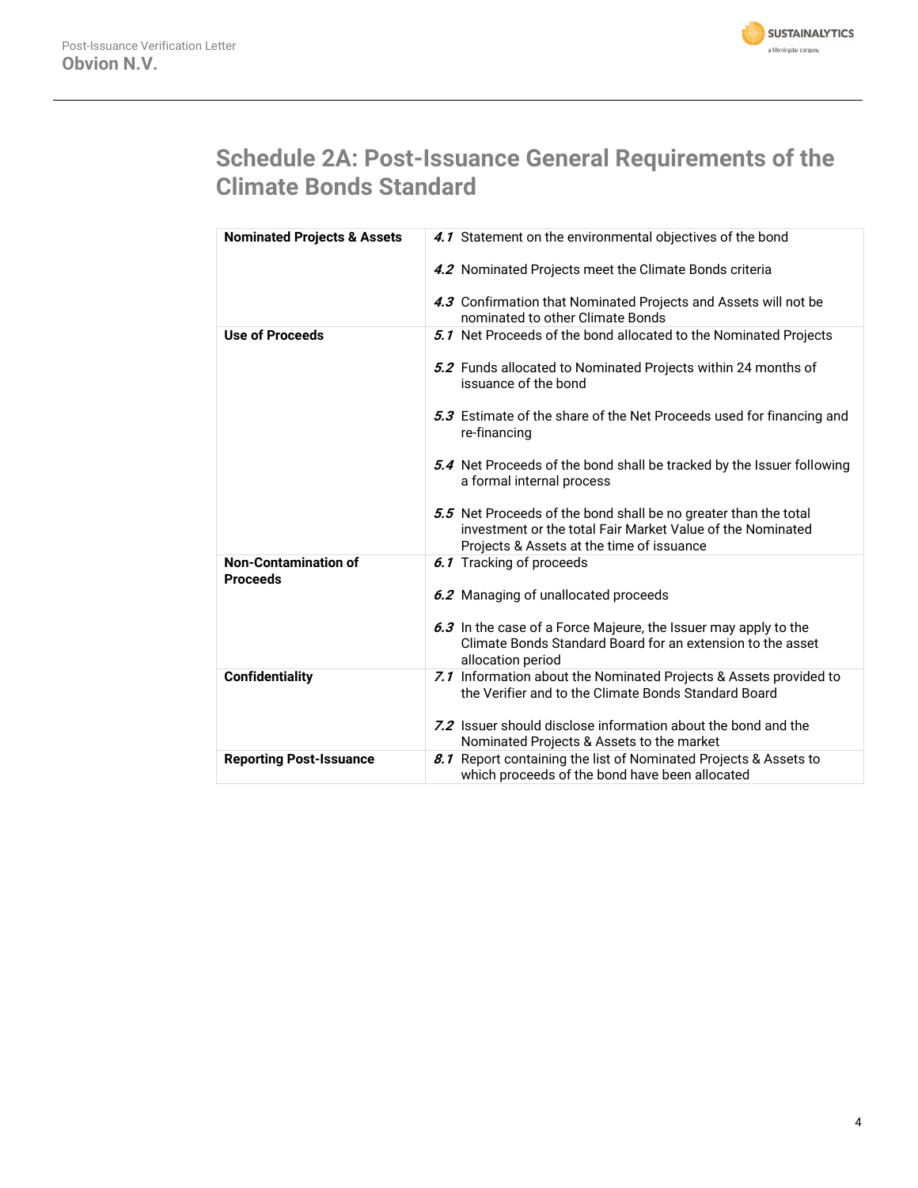## Schedule 2A: Post-Issuance General Requirements of the Climate Bonds Standard

| | |
|---|---|
| **Nominated Projects & Assets** | ***4.1*** Statement on the environmental objectives of the bond<br><br>***4.2*** Nominated Projects meet the Climate Bonds criteria<br><br>***4.3*** Confirmation that Nominated Projects and Assets will not be nominated to other Climate Bonds |
| **Use of Proceeds** | ***5.1*** Net Proceeds of the bond allocated to the Nominated Projects<br><br>***5.2*** Funds allocated to Nominated Projects within 24 months of issuance of the bond<br><br>***5.3*** Estimate of the share of the Net Proceeds used for financing and re-financing<br><br>***5.4*** Net Proceeds of the bond shall be tracked by the Issuer following a formal internal process<br><br>***5.5*** Net Proceeds of the bond shall be no greater than the total investment or the total Fair Market Value of the Nominated Projects & Assets at the time of issuance |
| **Non-Contamination of Proceeds** | ***6.1*** Tracking of proceeds<br><br>***6.2*** Managing of unallocated proceeds<br><br>***6.3*** In the case of a Force Majeure, the Issuer may apply to the Climate Bonds Standard Board for an extension to the asset allocation period |
| **Confidentiality** | ***7.1*** Information about the Nominated Projects & Assets provided to the Verifier and to the Climate Bonds Standard Board<br><br>***7.2*** Issuer should disclose information about the bond and the Nominated Projects & Assets to the market |
| **Reporting Post-Issuance** | ***8.1*** Report containing the list of Nominated Projects & Assets to which proceeds of the bond have been allocated |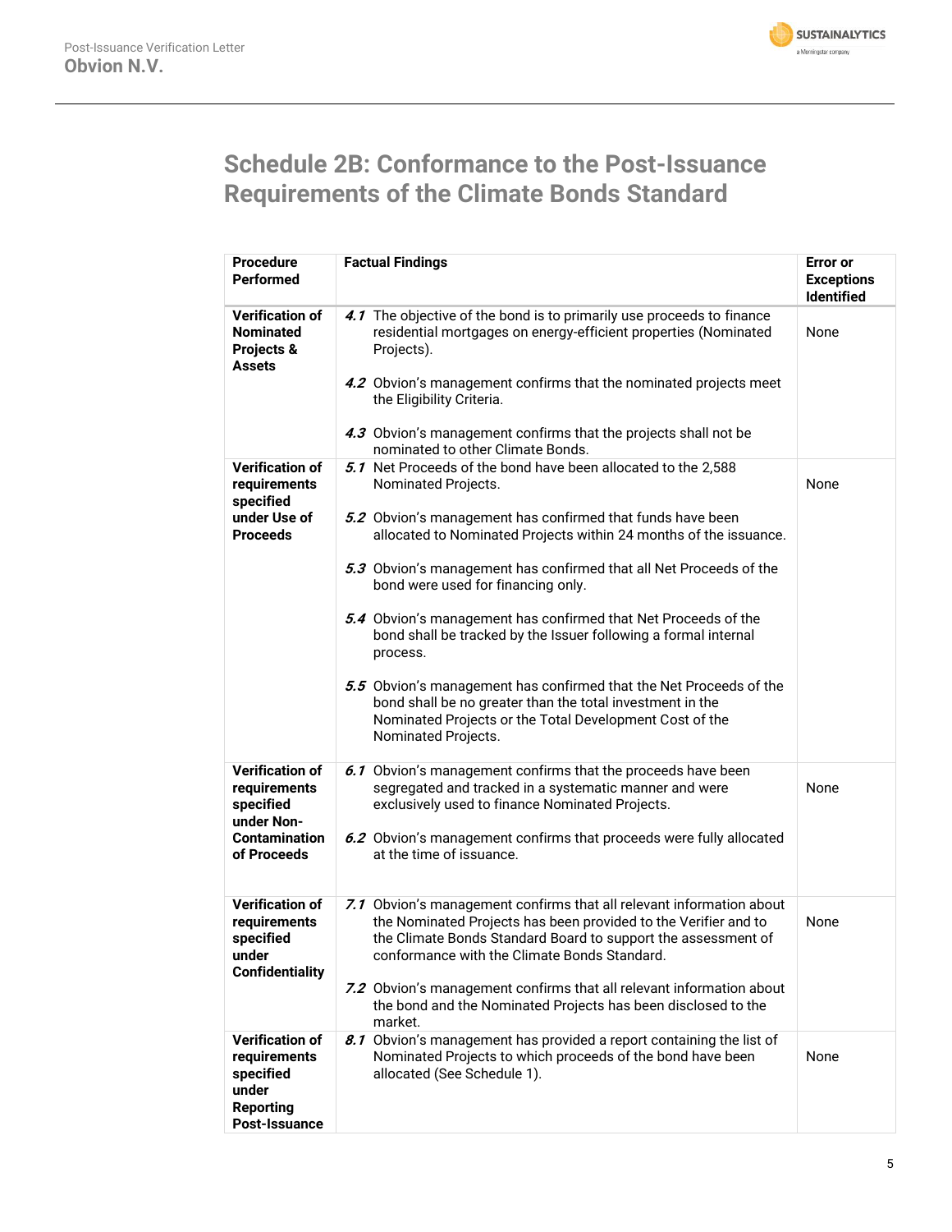## Schedule 2B: Conformance to the Post-Issuance Requirements of the Climate Bonds Standard

| Procedure Performed | Factual Findings | Error or Exceptions Identified |
|---|---|---|
| **Verification of Nominated Projects & Assets** | ***4.1*** The objective of the bond is to primarily use proceeds to finance residential mortgages on energy-efficient properties (Nominated Projects).<br><br>***4.2*** Obvion's management confirms that the nominated projects meet the Eligibility Criteria.<br><br>***4.3*** Obvion's management confirms that the projects shall not be nominated to other Climate Bonds. | None |
| **Verification of requirements specified under Use of Proceeds** | ***5.1*** Net Proceeds of the bond have been allocated to the 2,588 Nominated Projects.<br><br>***5.2*** Obvion's management has confirmed that funds have been allocated to Nominated Projects within 24 months of the issuance.<br><br>***5.3*** Obvion's management has confirmed that all Net Proceeds of the bond were used for financing only.<br><br>***5.4*** Obvion's management has confirmed that Net Proceeds of the bond shall be tracked by the Issuer following a formal internal process.<br><br>***5.5*** Obvion's management has confirmed that the Net Proceeds of the bond shall be no greater than the total investment in the Nominated Projects or the Total Development Cost of the Nominated Projects. | None |
| **Verification of requirements specified under Non-Contamination of Proceeds** | ***6.1*** Obvion's management confirms that the proceeds have been segregated and tracked in a systematic manner and were exclusively used to finance Nominated Projects.<br><br>***6.2*** Obvion's management confirms that proceeds were fully allocated at the time of issuance. | None |
| **Verification of requirements specified under Confidentiality** | ***7.1*** Obvion's management confirms that all relevant information about the Nominated Projects has been provided to the Verifier and to the Climate Bonds Standard Board to support the assessment of conformance with the Climate Bonds Standard.<br><br>***7.2*** Obvion's management confirms that all relevant information about the bond and the Nominated Projects has been disclosed to the market. | None |
| **Verification of requirements specified under Reporting Post-Issuance** | ***8.1*** Obvion's management has provided a report containing the list of Nominated Projects to which proceeds of the bond have been allocated (See Schedule 1). | None |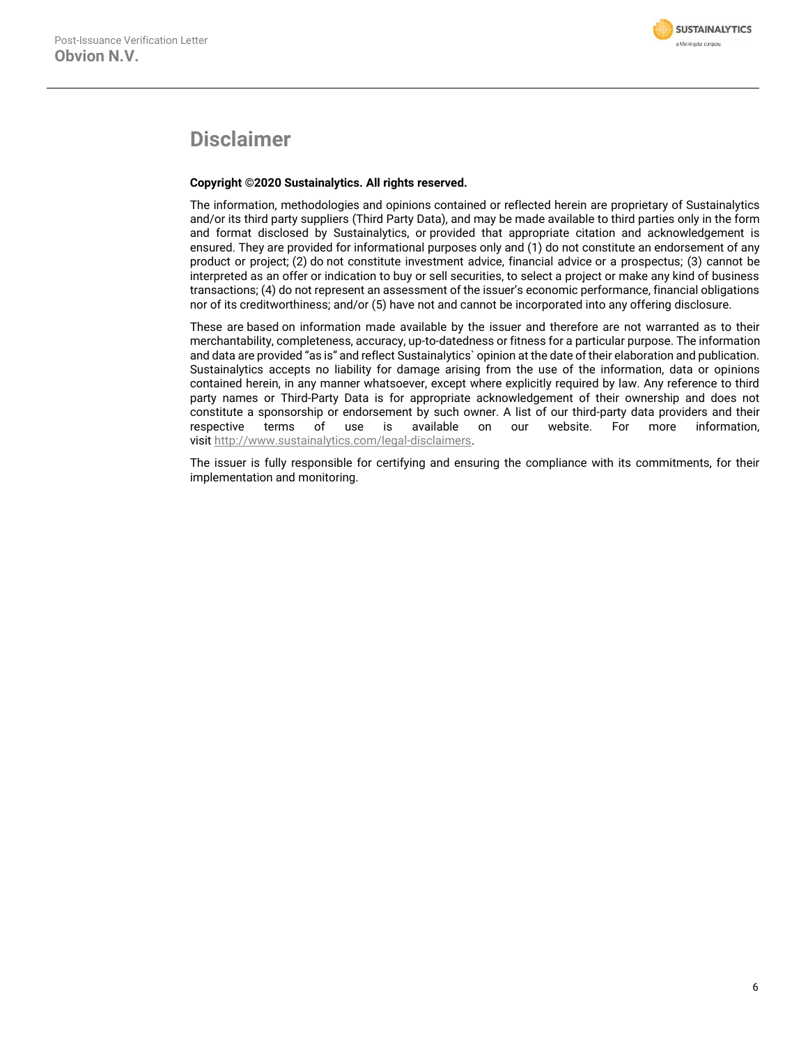# Disclaimer

**Copyright ©2020 Sustainalytics. All rights reserved.**

The information, methodologies and opinions contained or reflected herein are proprietary of Sustainalytics and/or its third party suppliers (Third Party Data), and may be made available to third parties only in the form and format disclosed by Sustainalytics, or provided that appropriate citation and acknowledgement is ensured. They are provided for informational purposes only and (1) do not constitute an endorsement of any product or project; (2) do not constitute investment advice, financial advice or a prospectus; (3) cannot be interpreted as an offer or indication to buy or sell securities, to select a project or make any kind of business transactions; (4) do not represent an assessment of the issuer's economic performance, financial obligations nor of its creditworthiness; and/or (5) have not and cannot be incorporated into any offering disclosure.

These are based on information made available by the issuer and therefore are not warranted as to their merchantability, completeness, accuracy, up-to-datedness or fitness for a particular purpose. The information and data are provided "as is" and reflect Sustainalytics` opinion at the date of their elaboration and publication. Sustainalytics accepts no liability for damage arising from the use of the information, data or opinions contained herein, in any manner whatsoever, except where explicitly required by law. Any reference to third party names or Third-Party Data is for appropriate acknowledgement of their ownership and does not constitute a sponsorship or endorsement by such owner. A list of our third-party data providers and their respective terms of use is available on our website. For more information, visit http://www.sustainalytics.com/legal-disclaimers.

The issuer is fully responsible for certifying and ensuring the compliance with its commitments, for their implementation and monitoring.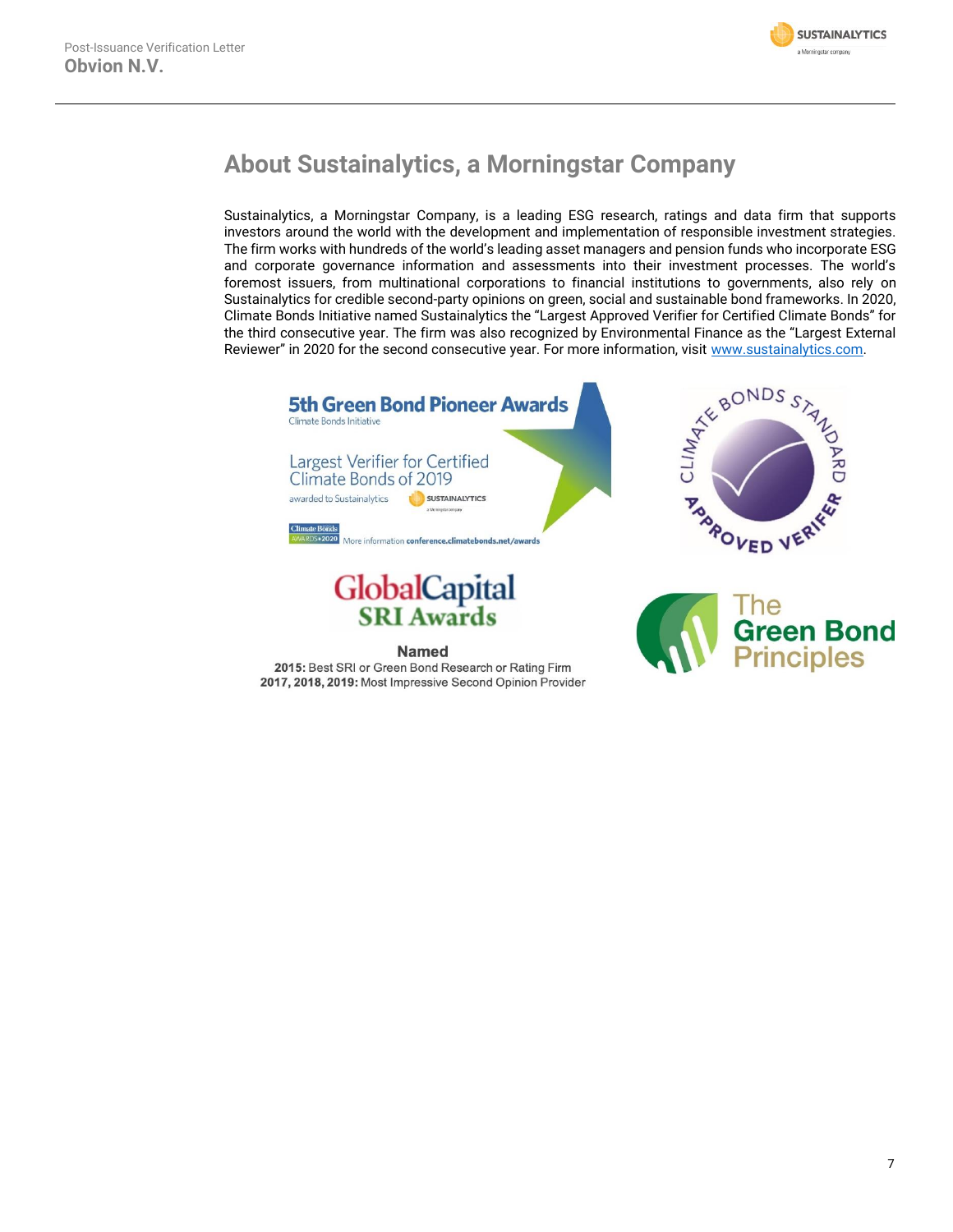## About Sustainalytics, a Morningstar Company

Sustainalytics, a Morningstar Company, is a leading ESG research, ratings and data firm that supports investors around the world with the development and implementation of responsible investment strategies. The firm works with hundreds of the world's leading asset managers and pension funds who incorporate ESG and corporate governance information and assessments into their investment processes. The world's foremost issuers, from multinational corporations to financial institutions to governments, also rely on Sustainalytics for credible second-party opinions on green, social and sustainable bond frameworks. In 2020, Climate Bonds Initiative named Sustainalytics the "Largest Approved Verifier for Certified Climate Bonds" for the third consecutive year. The firm was also recognized by Environmental Finance as the "Largest External Reviewer" in 2020 for the second consecutive year. For more information, visit [www.sustainalytics.com](www.sustainalytics.com).

5th Green Bond Pioneer Awards
Climate Bonds Initiative

Largest Verifier for Certified Climate Bonds of 2019
awarded to Sustainalytics

Climate Bonds AWARDS 2020 More information conference.climatebonds.net/awards

CLIMATE BONDS STANDARD APPROVED VERIFIER

GlobalCapital SRI Awards

**Named**
**2015:** Best SRI or Green Bond Research or Rating Firm
**2017, 2018, 2019:** Most Impressive Second Opinion Provider

The Green Bond Principles